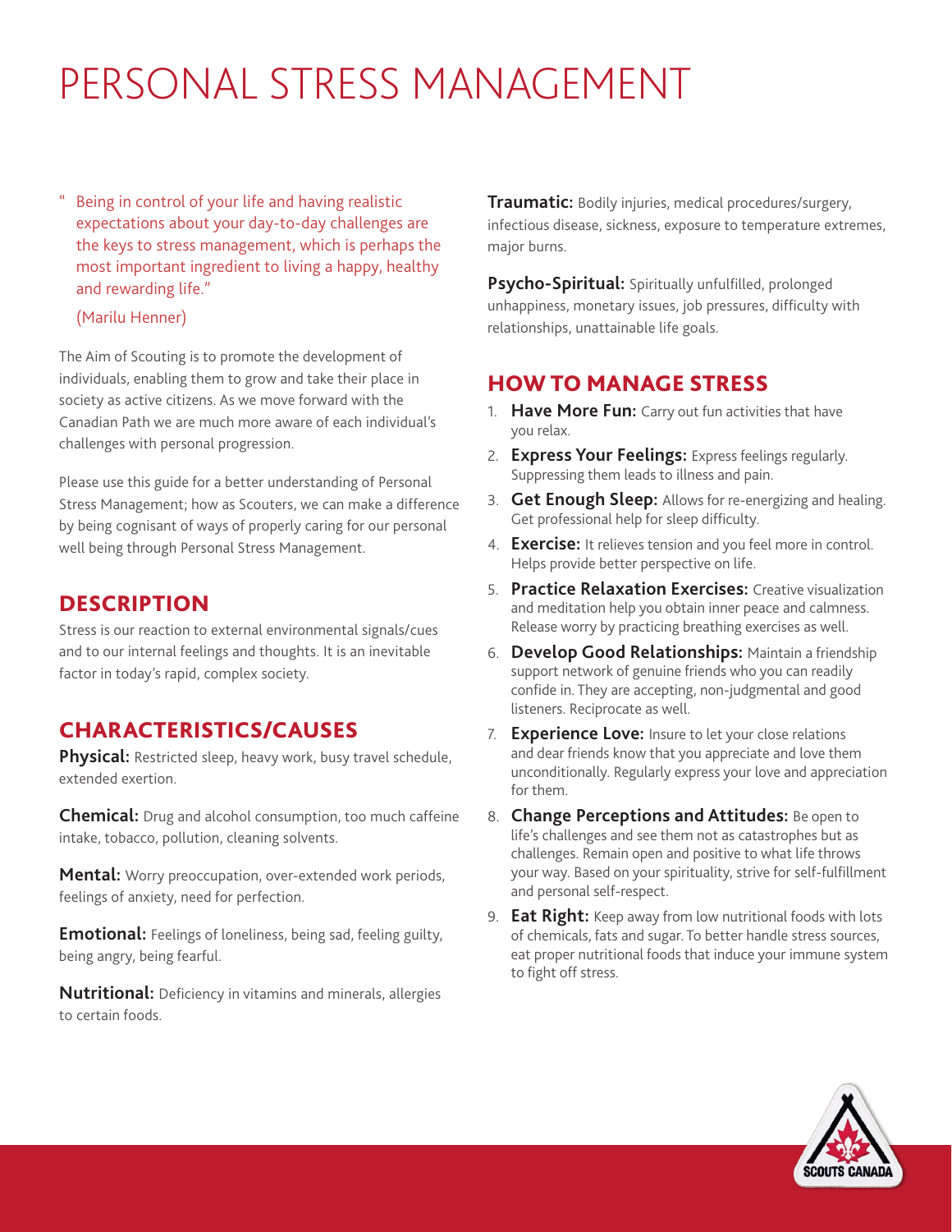# PERSONAL STRESS MANAGEMENT

> " Being in control of your life and having realistic expectations about your day-to-day challenges are the keys to stress management, which is perhaps the most important ingredient to living a happy, healthy and rewarding life."
>
> (Marilu Henner)

The Aim of Scouting is to promote the development of individuals, enabling them to grow and take their place in society as active citizens. As we move forward with the Canadian Path we are much more aware of each individual's challenges with personal progression.

Please use this guide for a better understanding of Personal Stress Management; how as Scouters, we can make a difference by being cognisant of ways of properly caring for our personal well being through Personal Stress Management.

## DESCRIPTION

Stress is our reaction to external environmental signals/cues and to our internal feelings and thoughts. It is an inevitable factor in today's rapid, complex society.

## CHARACTERISTICS/CAUSES

**Physical:** Restricted sleep, heavy work, busy travel schedule, extended exertion.

**Chemical:** Drug and alcohol consumption, too much caffeine intake, tobacco, pollution, cleaning solvents.

**Mental:** Worry preoccupation, over-extended work periods, feelings of anxiety, need for perfection.

**Emotional:** Feelings of loneliness, being sad, feeling guilty, being angry, being fearful.

**Nutritional:** Deficiency in vitamins and minerals, allergies to certain foods.

**Traumatic:** Bodily injuries, medical procedures/surgery, infectious disease, sickness, exposure to temperature extremes, major burns.

**Psycho-Spiritual:** Spiritually unfulfilled, prolonged unhappiness, monetary issues, job pressures, difficulty with relationships, unattainable life goals.

## HOW TO MANAGE STRESS

1. **Have More Fun:** Carry out fun activities that have you relax.
2. **Express Your Feelings:** Express feelings regularly. Suppressing them leads to illness and pain.
3. **Get Enough Sleep:** Allows for re-energizing and healing. Get professional help for sleep difficulty.
4. **Exercise:** It relieves tension and you feel more in control. Helps provide better perspective on life.
5. **Practice Relaxation Exercises:** Creative visualization and meditation help you obtain inner peace and calmness. Release worry by practicing breathing exercises as well.
6. **Develop Good Relationships:** Maintain a friendship support network of genuine friends who you can readily confide in. They are accepting, non-judgmental and good listeners. Reciprocate as well.
7. **Experience Love:** Insure to let your close relations and dear friends know that you appreciate and love them unconditionally. Regularly express your love and appreciation for them.
8. **Change Perceptions and Attitudes:** Be open to life's challenges and see them not as catastrophes but as challenges. Remain open and positive to what life throws your way. Based on your spirituality, strive for self-fulfillment and personal self-respect.
9. **Eat Right:** Keep away from low nutritional foods with lots of chemicals, fats and sugar. To better handle stress sources, eat proper nutritional foods that induce your immune system to fight off stress.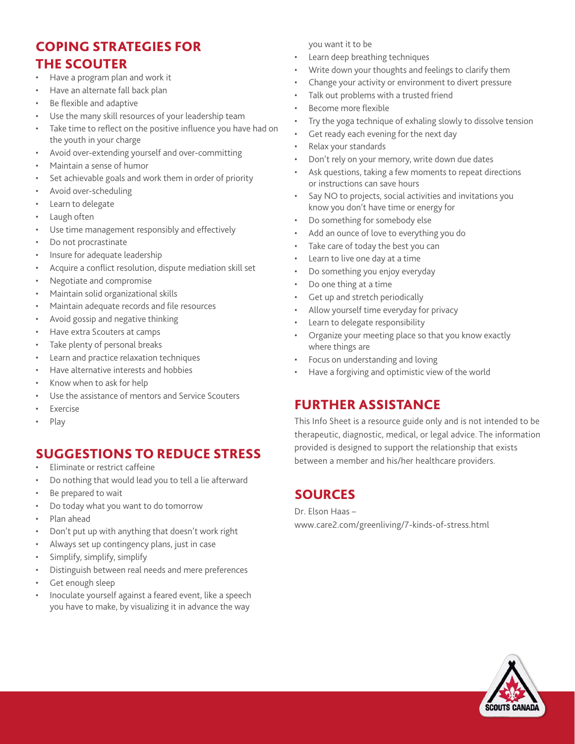## COPING STRATEGIES FOR THE SCOUTER

- Have a program plan and work it
- Have an alternate fall back plan
- Be flexible and adaptive
- Use the many skill resources of your leadership team
- Take time to reflect on the positive influence you have had on the youth in your charge
- Avoid over-extending yourself and over-committing
- Maintain a sense of humor
- Set achievable goals and work them in order of priority
- Avoid over-scheduling
- Learn to delegate
- Laugh often
- Use time management responsibly and effectively
- Do not procrastinate
- Insure for adequate leadership
- Acquire a conflict resolution, dispute mediation skill set
- Negotiate and compromise
- Maintain solid organizational skills
- Maintain adequate records and file resources
- Avoid gossip and negative thinking
- Have extra Scouters at camps
- Take plenty of personal breaks
- Learn and practice relaxation techniques
- Have alternative interests and hobbies
- Know when to ask for help
- Use the assistance of mentors and Service Scouters
- Exercise
- Play

## SUGGESTIONS TO REDUCE STRESS

- Eliminate or restrict caffeine
- Do nothing that would lead you to tell a lie afterward
- Be prepared to wait
- Do today what you want to do tomorrow
- Plan ahead
- Don't put up with anything that doesn't work right
- Always set up contingency plans, just in case
- Simplify, simplify, simplify
- Distinguish between real needs and mere preferences
- Get enough sleep
- Inoculate yourself against a feared event, like a speech you have to make, by visualizing it in advance the way you want it to be
- Learn deep breathing techniques
- Write down your thoughts and feelings to clarify them
- Change your activity or environment to divert pressure
- Talk out problems with a trusted friend
- Become more flexible
- Try the yoga technique of exhaling slowly to dissolve tension
- Get ready each evening for the next day
- Relax your standards
- Don't rely on your memory, write down due dates
- Ask questions, taking a few moments to repeat directions or instructions can save hours
- Say NO to projects, social activities and invitations you know you don't have time or energy for
- Do something for somebody else
- Add an ounce of love to everything you do
- Take care of today the best you can
- Learn to live one day at a time
- Do something you enjoy everyday
- Do one thing at a time
- Get up and stretch periodically
- Allow yourself time everyday for privacy
- Learn to delegate responsibility
- Organize your meeting place so that you know exactly where things are
- Focus on understanding and loving
- Have a forgiving and optimistic view of the world

## FURTHER ASSISTANCE

This Info Sheet is a resource guide only and is not intended to be therapeutic, diagnostic, medical, or legal advice. The information provided is designed to support the relationship that exists between a member and his/her healthcare providers.

## SOURCES

Dr. Elson Haas –
www.care2.com/greenliving/7-kinds-of-stress.html

SCOUTS CANADA